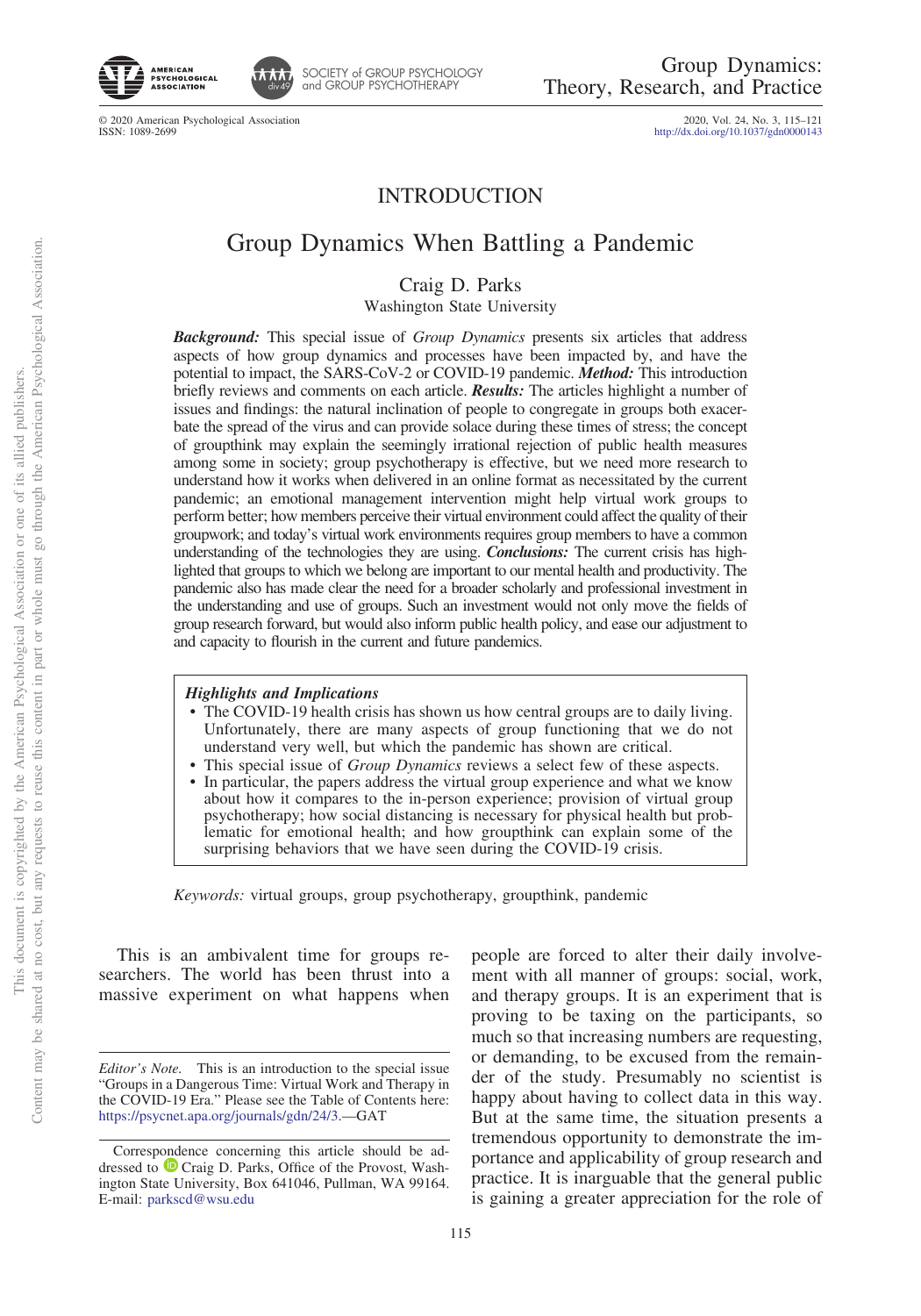# INTRODUCTION

# Group Dynamics When Battling a Pandemic

Craig D. Parks
Washington State University

***Background:*** This special issue of *Group Dynamics* presents six articles that address aspects of how group dynamics and processes have been impacted by, and have the potential to impact, the SARS-CoV-2 or COVID-19 pandemic. ***Method:*** This introduction briefly reviews and comments on each article. ***Results:*** The articles highlight a number of issues and findings: the natural inclination of people to congregate in groups both exacerbate the spread of the virus and can provide solace during these times of stress; the concept of groupthink may explain the seemingly irrational rejection of public health measures among some in society; group psychotherapy is effective, but we need more research to understand how it works when delivered in an online format as necessitated by the current pandemic; an emotional management intervention might help virtual work groups to perform better; how members perceive their virtual environment could affect the quality of their groupwork; and today's virtual work environments requires group members to have a common understanding of the technologies they are using. ***Conclusions:*** The current crisis has highlighted that groups to which we belong are important to our mental health and productivity. The pandemic also has made clear the need for a broader scholarly and professional investment in the understanding and use of groups. Such an investment would not only move the fields of group research forward, but would also inform public health policy, and ease our adjustment to and capacity to flourish in the current and future pandemics.

***Highlights and Implications***

- The COVID-19 health crisis has shown us how central groups are to daily living. Unfortunately, there are many aspects of group functioning that we do not understand very well, but which the pandemic has shown are critical.
- This special issue of *Group Dynamics* reviews a select few of these aspects.
- In particular, the papers address the virtual group experience and what we know about how it compares to the in-person experience; provision of virtual group psychotherapy; how social distancing is necessary for physical health but problematic for emotional health; and how groupthink can explain some of the surprising behaviors that we have seen during the COVID-19 crisis.

*Keywords:* virtual groups, group psychotherapy, groupthink, pandemic

This is an ambivalent time for groups researchers. The world has been thrust into a massive experiment on what happens when people are forced to alter their daily involvement with all manner of groups: social, work, and therapy groups. It is an experiment that is proving to be taxing on the participants, so much so that increasing numbers are requesting, or demanding, to be excused from the remainder of the study. Presumably no scientist is happy about having to collect data in this way. But at the same time, the situation presents a tremendous opportunity to demonstrate the importance and applicability of group research and practice. It is inarguable that the general public is gaining a greater appreciation for the role of

*Editor's Note.* This is an introduction to the special issue "Groups in a Dangerous Time: Virtual Work and Therapy in the COVID-19 Era." Please see the Table of Contents here: https://psycnet.apa.org/journals/gdn/24/3.—GAT

Correspondence concerning this article should be addressed to Craig D. Parks, Office of the Provost, Washington State University, Box 641046, Pullman, WA 99164. E-mail: parkscd@wsu.edu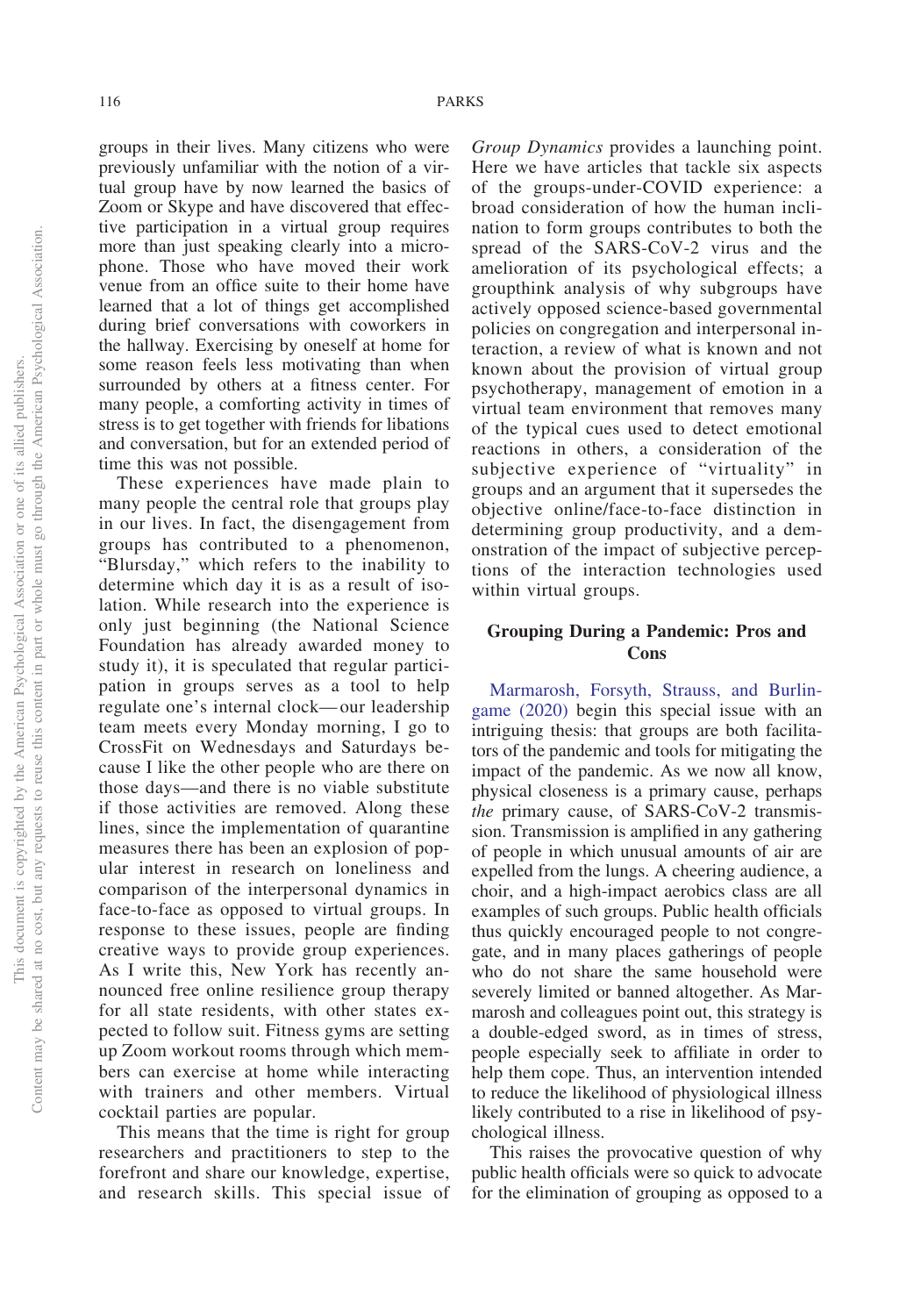groups in their lives. Many citizens who were previously unfamiliar with the notion of a virtual group have by now learned the basics of Zoom or Skype and have discovered that effective participation in a virtual group requires more than just speaking clearly into a microphone. Those who have moved their work venue from an office suite to their home have learned that a lot of things get accomplished during brief conversations with coworkers in the hallway. Exercising by oneself at home for some reason feels less motivating than when surrounded by others at a fitness center. For many people, a comforting activity in times of stress is to get together with friends for libations and conversation, but for an extended period of time this was not possible.

These experiences have made plain to many people the central role that groups play in our lives. In fact, the disengagement from groups has contributed to a phenomenon, "Blursday," which refers to the inability to determine which day it is as a result of isolation. While research into the experience is only just beginning (the National Science Foundation has already awarded money to study it), it is speculated that regular participation in groups serves as a tool to help regulate one's internal clock—our leadership team meets every Monday morning, I go to CrossFit on Wednesdays and Saturdays because I like the other people who are there on those days—and there is no viable substitute if those activities are removed. Along these lines, since the implementation of quarantine measures there has been an explosion of popular interest in research on loneliness and comparison of the interpersonal dynamics in face-to-face as opposed to virtual groups. In response to these issues, people are finding creative ways to provide group experiences. As I write this, New York has recently announced free online resilience group therapy for all state residents, with other states expected to follow suit. Fitness gyms are setting up Zoom workout rooms through which members can exercise at home while interacting with trainers and other members. Virtual cocktail parties are popular.

This means that the time is right for group researchers and practitioners to step to the forefront and share our knowledge, expertise, and research skills. This special issue of *Group Dynamics* provides a launching point. Here we have articles that tackle six aspects of the groups-under-COVID experience: a broad consideration of how the human inclination to form groups contributes to both the spread of the SARS-CoV-2 virus and the amelioration of its psychological effects; a groupthink analysis of why subgroups have actively opposed science-based governmental policies on congregation and interpersonal interaction, a review of what is known and not known about the provision of virtual group psychotherapy, management of emotion in a virtual team environment that removes many of the typical cues used to detect emotional reactions in others, a consideration of the subjective experience of "virtuality" in groups and an argument that it supersedes the objective online/face-to-face distinction in determining group productivity, and a demonstration of the impact of subjective perceptions of the interaction technologies used within virtual groups.

## Grouping During a Pandemic: Pros and Cons

Marmarosh, Forsyth, Strauss, and Burlingame (2020) begin this special issue with an intriguing thesis: that groups are both facilitators of the pandemic and tools for mitigating the impact of the pandemic. As we now all know, physical closeness is a primary cause, perhaps *the* primary cause, of SARS-CoV-2 transmission. Transmission is amplified in any gathering of people in which unusual amounts of air are expelled from the lungs. A cheering audience, a choir, and a high-impact aerobics class are all examples of such groups. Public health officials thus quickly encouraged people to not congregate, and in many places gatherings of people who do not share the same household were severely limited or banned altogether. As Marmarosh and colleagues point out, this strategy is a double-edged sword, as in times of stress, people especially seek to affiliate in order to help them cope. Thus, an intervention intended to reduce the likelihood of physiological illness likely contributed to a rise in likelihood of psychological illness.

This raises the provocative question of why public health officials were so quick to advocate for the elimination of grouping as opposed to a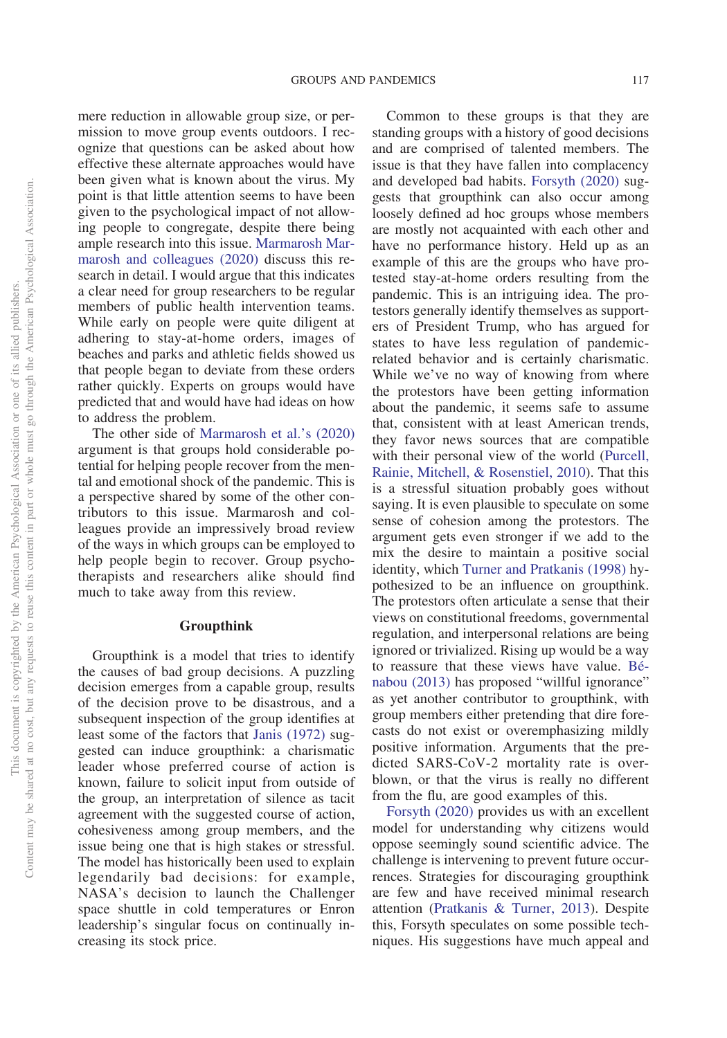mere reduction in allowable group size, or permission to move group events outdoors. I recognize that questions can be asked about how effective these alternate approaches would have been given what is known about the virus. My point is that little attention seems to have been given to the psychological impact of not allowing people to congregate, despite there being ample research into this issue. Marmarosh Marmarosh and colleagues (2020) discuss this research in detail. I would argue that this indicates a clear need for group researchers to be regular members of public health intervention teams. While early on people were quite diligent at adhering to stay-at-home orders, images of beaches and parks and athletic fields showed us that people began to deviate from these orders rather quickly. Experts on groups would have predicted that and would have had ideas on how to address the problem.

The other side of Marmarosh et al.'s (2020) argument is that groups hold considerable potential for helping people recover from the mental and emotional shock of the pandemic. This is a perspective shared by some of the other contributors to this issue. Marmarosh and colleagues provide an impressively broad review of the ways in which groups can be employed to help people begin to recover. Group psychotherapists and researchers alike should find much to take away from this review.

## Groupthink

Groupthink is a model that tries to identify the causes of bad group decisions. A puzzling decision emerges from a capable group, results of the decision prove to be disastrous, and a subsequent inspection of the group identifies at least some of the factors that Janis (1972) suggested can induce groupthink: a charismatic leader whose preferred course of action is known, failure to solicit input from outside of the group, an interpretation of silence as tacit agreement with the suggested course of action, cohesiveness among group members, and the issue being one that is high stakes or stressful. The model has historically been used to explain legendarily bad decisions: for example, NASA's decision to launch the Challenger space shuttle in cold temperatures or Enron leadership's singular focus on continually increasing its stock price.

Common to these groups is that they are standing groups with a history of good decisions and are comprised of talented members. The issue is that they have fallen into complacency and developed bad habits. Forsyth (2020) suggests that groupthink can also occur among loosely defined ad hoc groups whose members are mostly not acquainted with each other and have no performance history. Held up as an example of this are the groups who have protested stay-at-home orders resulting from the pandemic. This is an intriguing idea. The protestors generally identify themselves as supporters of President Trump, who has argued for states to have less regulation of pandemic-related behavior and is certainly charismatic. While we've no way of knowing from where the protestors have been getting information about the pandemic, it seems safe to assume that, consistent with at least American trends, they favor news sources that are compatible with their personal view of the world (Purcell, Rainie, Mitchell, & Rosenstiel, 2010). That this is a stressful situation probably goes without saying. It is even plausible to speculate on some sense of cohesion among the protestors. The argument gets even stronger if we add to the mix the desire to maintain a positive social identity, which Turner and Pratkanis (1998) hypothesized to be an influence on groupthink. The protestors often articulate a sense that their views on constitutional freedoms, governmental regulation, and interpersonal relations are being ignored or trivialized. Rising up would be a way to reassure that these views have value. Bénabou (2013) has proposed "willful ignorance" as yet another contributor to groupthink, with group members either pretending that dire forecasts do not exist or overemphasizing mildly positive information. Arguments that the predicted SARS-CoV-2 mortality rate is overblown, or that the virus is really no different from the flu, are good examples of this.

Forsyth (2020) provides us with an excellent model for understanding why citizens would oppose seemingly sound scientific advice. The challenge is intervening to prevent future occurrences. Strategies for discouraging groupthink are few and have received minimal research attention (Pratkanis & Turner, 2013). Despite this, Forsyth speculates on some possible techniques. His suggestions have much appeal and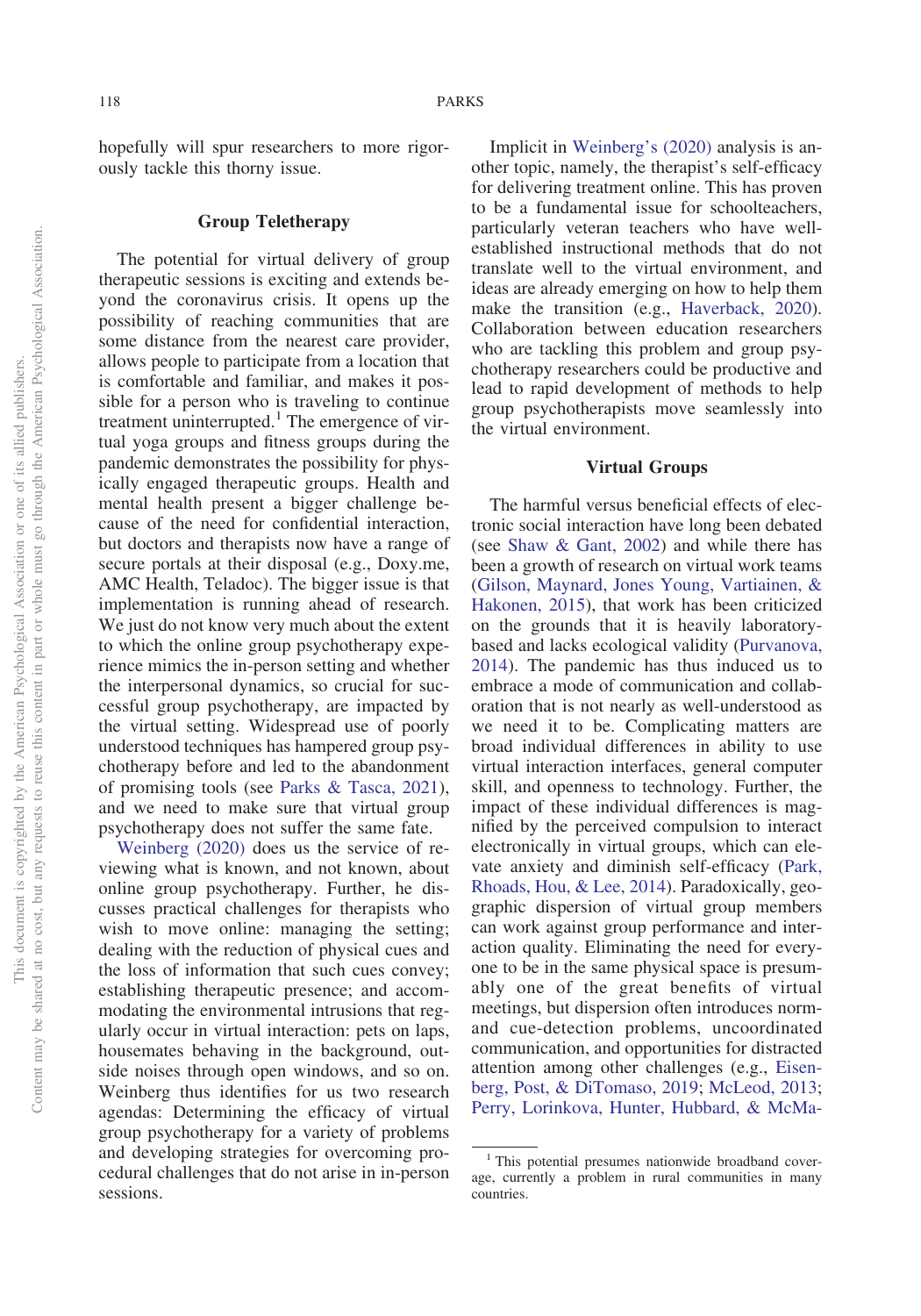hopefully will spur researchers to more rigorously tackle this thorny issue.

## Group Teletherapy

The potential for virtual delivery of group therapeutic sessions is exciting and extends beyond the coronavirus crisis. It opens up the possibility of reaching communities that are some distance from the nearest care provider, allows people to participate from a location that is comfortable and familiar, and makes it possible for a person who is traveling to continue treatment uninterrupted.[1] The emergence of virtual yoga groups and fitness groups during the pandemic demonstrates the possibility for physically engaged therapeutic groups. Health and mental health present a bigger challenge because of the need for confidential interaction, but doctors and therapists now have a range of secure portals at their disposal (e.g., Doxy.me, AMC Health, Teladoc). The bigger issue is that implementation is running ahead of research. We just do not know very much about the extent to which the online group psychotherapy experience mimics the in-person setting and whether the interpersonal dynamics, so crucial for successful group psychotherapy, are impacted by the virtual setting. Widespread use of poorly understood techniques has hampered group psychotherapy before and led to the abandonment of promising tools (see Parks & Tasca, 2021), and we need to make sure that virtual group psychotherapy does not suffer the same fate.

Weinberg (2020) does us the service of reviewing what is known, and not known, about online group psychotherapy. Further, he discusses practical challenges for therapists who wish to move online: managing the setting; dealing with the reduction of physical cues and the loss of information that such cues convey; establishing therapeutic presence; and accommodating the environmental intrusions that regularly occur in virtual interaction: pets on laps, housemates behaving in the background, outside noises through open windows, and so on. Weinberg thus identifies for us two research agendas: Determining the efficacy of virtual group psychotherapy for a variety of problems and developing strategies for overcoming procedural challenges that do not arise in in-person sessions.

Implicit in Weinberg's (2020) analysis is another topic, namely, the therapist's self-efficacy for delivering treatment online. This has proven to be a fundamental issue for schoolteachers, particularly veteran teachers who have well-established instructional methods that do not translate well to the virtual environment, and ideas are already emerging on how to help them make the transition (e.g., Haverback, 2020). Collaboration between education researchers who are tackling this problem and group psychotherapy researchers could be productive and lead to rapid development of methods to help group psychotherapists move seamlessly into the virtual environment.

## Virtual Groups

The harmful versus beneficial effects of electronic social interaction have long been debated (see Shaw & Gant, 2002) and while there has been a growth of research on virtual work teams (Gilson, Maynard, Jones Young, Vartiainen, & Hakonen, 2015), that work has been criticized on the grounds that it is heavily laboratory-based and lacks ecological validity (Purvanova, 2014). The pandemic has thus induced us to embrace a mode of communication and collaboration that is not nearly as well-understood as we need it to be. Complicating matters are broad individual differences in ability to use virtual interaction interfaces, general computer skill, and openness to technology. Further, the impact of these individual differences is magnified by the perceived compulsion to interact electronically in virtual groups, which can elevate anxiety and diminish self-efficacy (Park, Rhoads, Hou, & Lee, 2014). Paradoxically, geographic dispersion of virtual group members can work against group performance and interaction quality. Eliminating the need for everyone to be in the same physical space is presumably one of the great benefits of virtual meetings, but dispersion often introduces norm- and cue-detection problems, uncoordinated communication, and opportunities for distracted attention among other challenges (e.g., Eisenberg, Post, & DiTomaso, 2019; McLeod, 2013; Perry, Lorinkova, Hunter, Hubbard, & McMa-

[1] This potential presumes nationwide broadband coverage, currently a problem in rural communities in many countries.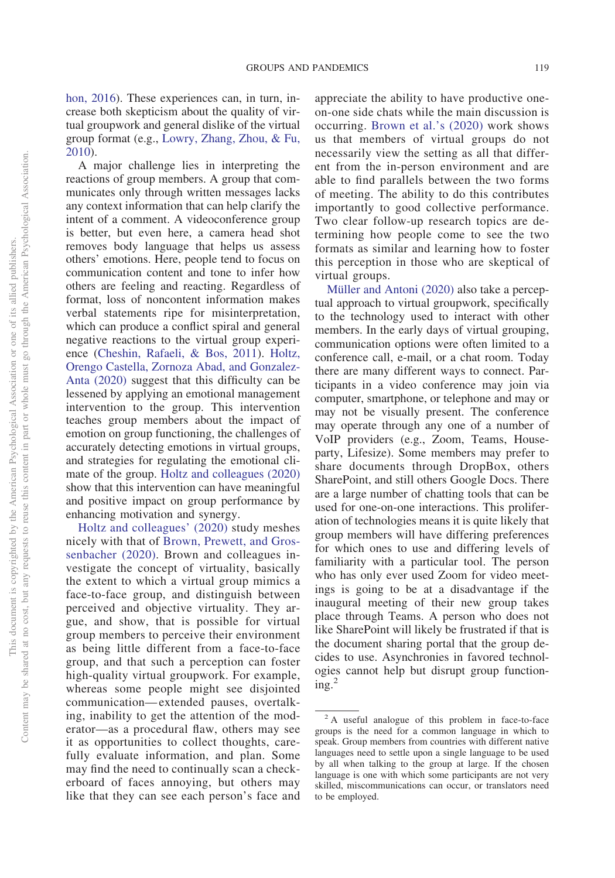hon, 2016). These experiences can, in turn, increase both skepticism about the quality of virtual groupwork and general dislike of the virtual group format (e.g., Lowry, Zhang, Zhou, & Fu, 2010).

A major challenge lies in interpreting the reactions of group members. A group that communicates only through written messages lacks any context information that can help clarify the intent of a comment. A videoconference group is better, but even here, a camera head shot removes body language that helps us assess others' emotions. Here, people tend to focus on communication content and tone to infer how others are feeling and reacting. Regardless of format, loss of noncontent information makes verbal statements ripe for misinterpretation, which can produce a conflict spiral and general negative reactions to the virtual group experience (Cheshin, Rafaeli, & Bos, 2011). Holtz, Orengo Castella, Zornoza Abad, and Gonzalez-Anta (2020) suggest that this difficulty can be lessened by applying an emotional management intervention to the group. This intervention teaches group members about the impact of emotion on group functioning, the challenges of accurately detecting emotions in virtual groups, and strategies for regulating the emotional climate of the group. Holtz and colleagues (2020) show that this intervention can have meaningful and positive impact on group performance by enhancing motivation and synergy.

Holtz and colleagues' (2020) study meshes nicely with that of Brown, Prewett, and Grossenbacher (2020). Brown and colleagues investigate the concept of virtuality, basically the extent to which a virtual group mimics a face-to-face group, and distinguish between perceived and objective virtuality. They argue, and show, that is possible for virtual group members to perceive their environment as being little different from a face-to-face group, and that such a perception can foster high-quality virtual groupwork. For example, whereas some people might see disjointed communication—extended pauses, overtalking, inability to get the attention of the moderator—as a procedural flaw, others may see it as opportunities to collect thoughts, carefully evaluate information, and plan. Some may find the need to continually scan a checkerboard of faces annoying, but others may like that they can see each person's face and appreciate the ability to have productive one-on-one side chats while the main discussion is occurring. Brown et al.'s (2020) work shows us that members of virtual groups do not necessarily view the setting as all that different from the in-person environment and are able to find parallels between the two forms of meeting. The ability to do this contributes importantly to good collective performance. Two clear follow-up research topics are determining how people come to see the two formats as similar and learning how to foster this perception in those who are skeptical of virtual groups.

Müller and Antoni (2020) also take a perceptual approach to virtual groupwork, specifically to the technology used to interact with other members. In the early days of virtual grouping, communication options were often limited to a conference call, e-mail, or a chat room. Today there are many different ways to connect. Participants in a video conference may join via computer, smartphone, or telephone and may or may not be visually present. The conference may operate through any one of a number of VoIP providers (e.g., Zoom, Teams, Houseparty, Lifesize). Some members may prefer to share documents through DropBox, others SharePoint, and still others Google Docs. There are a large number of chatting tools that can be used for one-on-one interactions. This proliferation of technologies means it is quite likely that group members will have differing preferences for which ones to use and differing levels of familiarity with a particular tool. The person who has only ever used Zoom for video meetings is going to be at a disadvantage if the inaugural meeting of their new group takes place through Teams. A person who does not like SharePoint will likely be frustrated if that is the document sharing portal that the group decides to use. Asynchronies in favored technologies cannot help but disrupt group functioning.[2]

[2] A useful analogue of this problem in face-to-face groups is the need for a common language in which to speak. Group members from countries with different native languages need to settle upon a single language to be used by all when talking to the group at large. If the chosen language is one with which some participants are not very skilled, miscommunications can occur, or translators need to be employed.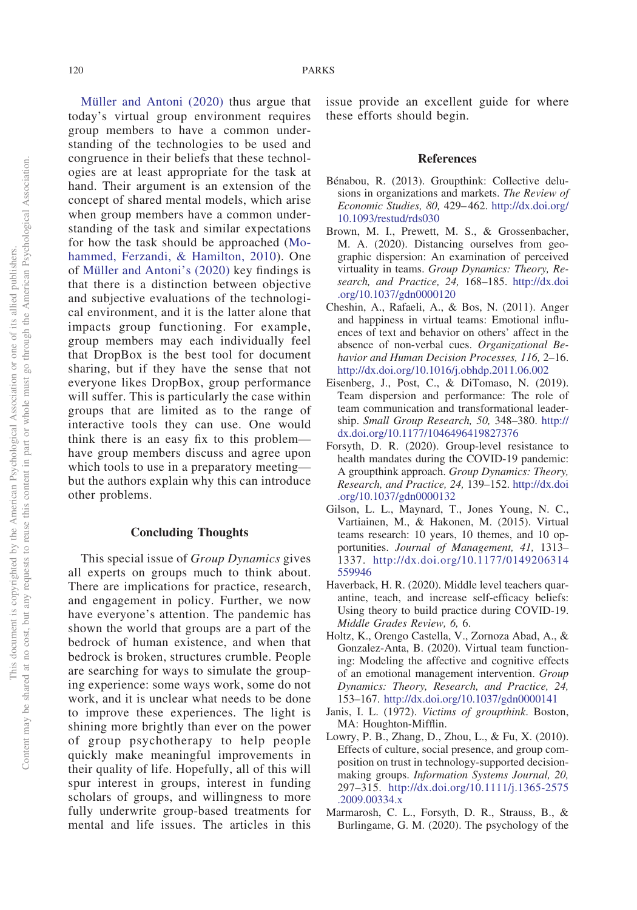Müller and Antoni (2020) thus argue that today's virtual group environment requires group members to have a common understanding of the technologies to be used and congruence in their beliefs that these technologies are at least appropriate for the task at hand. Their argument is an extension of the concept of shared mental models, which arise when group members have a common understanding of the task and similar expectations for how the task should be approached (Mohammed, Ferzandi, & Hamilton, 2010). One of Müller and Antoni's (2020) key findings is that there is a distinction between objective and subjective evaluations of the technological environment, and it is the latter alone that impacts group functioning. For example, group members may each individually feel that DropBox is the best tool for document sharing, but if they have the sense that not everyone likes DropBox, group performance will suffer. This is particularly the case within groups that are limited as to the range of interactive tools they can use. One would think there is an easy fix to this problem—have group members discuss and agree upon which tools to use in a preparatory meeting—but the authors explain why this can introduce other problems.

## Concluding Thoughts

This special issue of *Group Dynamics* gives all experts on groups much to think about. There are implications for practice, research, and engagement in policy. Further, we now have everyone's attention. The pandemic has shown the world that groups are a part of the bedrock of human existence, and when that bedrock is broken, structures crumble. People are searching for ways to simulate the grouping experience: some ways work, some do not work, and it is unclear what needs to be done to improve these experiences. The light is shining more brightly than ever on the power of group psychotherapy to help people quickly make meaningful improvements in their quality of life. Hopefully, all of this will spur interest in groups, interest in funding scholars of groups, and willingness to more fully underwrite group-based treatments for mental and life issues. The articles in this issue provide an excellent guide for where these efforts should begin.

## References

Bénabou, R. (2013). Groupthink: Collective delusions in organizations and markets. *The Review of Economic Studies, 80,* 429–462. http://dx.doi.org/10.1093/restud/rds030

Brown, M. I., Prewett, M. S., & Grossenbacher, M. A. (2020). Distancing ourselves from geographic dispersion: An examination of perceived virtuality in teams. *Group Dynamics: Theory, Research, and Practice, 24,* 168–185. http://dx.doi.org/10.1037/gdn0000120

Cheshin, A., Rafaeli, A., & Bos, N. (2011). Anger and happiness in virtual teams: Emotional influences of text and behavior on others' affect in the absence of non-verbal cues. *Organizational Behavior and Human Decision Processes, 116,* 2–16. http://dx.doi.org/10.1016/j.obhdp.2011.06.002

Eisenberg, J., Post, C., & DiTomaso, N. (2019). Team dispersion and performance: The role of team communication and transformational leadership. *Small Group Research, 50,* 348–380. http://dx.doi.org/10.1177/1046496419827376

Forsyth, D. R. (2020). Group-level resistance to health mandates during the COVID-19 pandemic: A groupthink approach. *Group Dynamics: Theory, Research, and Practice, 24,* 139–152. http://dx.doi.org/10.1037/gdn0000132

Gilson, L. L., Maynard, T., Jones Young, N. C., Vartiainen, M., & Hakonen, M. (2015). Virtual teams research: 10 years, 10 themes, and 10 opportunities. *Journal of Management, 41,* 1313–1337. http://dx.doi.org/10.1177/0149206314559946

Haverback, H. R. (2020). Middle level teachers quarantine, teach, and increase self-efficacy beliefs: Using theory to build practice during COVID-19. *Middle Grades Review, 6,* 6.

Holtz, K., Orengo Castella, V., Zornoza Abad, A., & Gonzalez-Anta, B. (2020). Virtual team functioning: Modeling the affective and cognitive effects of an emotional management intervention. *Group Dynamics: Theory, Research, and Practice, 24,* 153–167. http://dx.doi.org/10.1037/gdn0000141

Janis, I. L. (1972). *Victims of groupthink*. Boston, MA: Houghton-Mifflin.

Lowry, P. B., Zhang, D., Zhou, L., & Fu, X. (2010). Effects of culture, social presence, and group composition on trust in technology-supported decision-making groups. *Information Systems Journal, 20,* 297–315. http://dx.doi.org/10.1111/j.1365-2575.2009.00334.x

Marmarosh, C. L., Forsyth, D. R., Strauss, B., & Burlingame, G. M. (2020). The psychology of the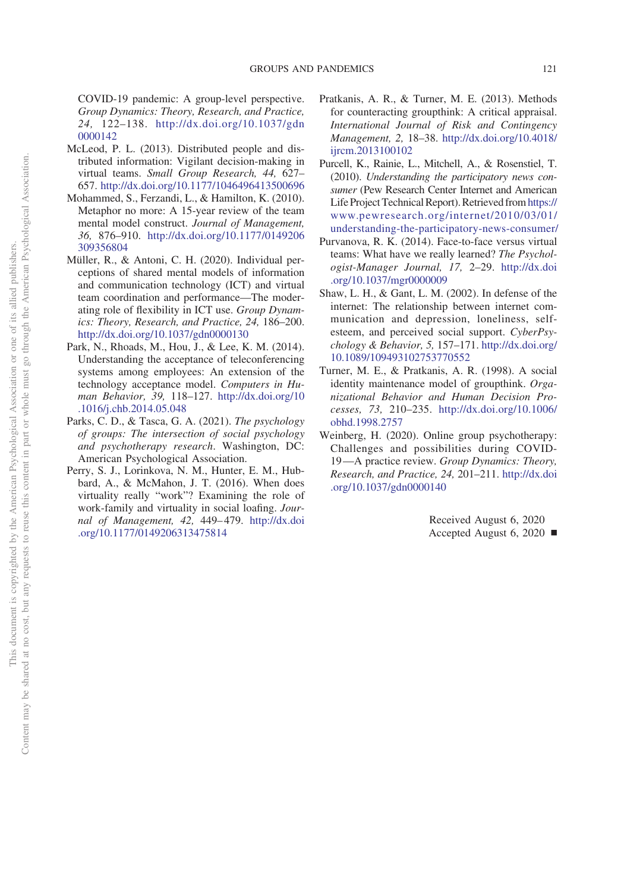COVID-19 pandemic: A group-level perspective. *Group Dynamics: Theory, Research, and Practice, 24,* 122–138. http://dx.doi.org/10.1037/gdn0000142

McLeod, P. L. (2013). Distributed people and distributed information: Vigilant decision-making in virtual teams. *Small Group Research, 44,* 627–657. http://dx.doi.org/10.1177/1046496413500696

Mohammed, S., Ferzandi, L., & Hamilton, K. (2010). Metaphor no more: A 15-year review of the team mental model construct. *Journal of Management, 36,* 876–910. http://dx.doi.org/10.1177/0149206309356804

Müller, R., & Antoni, C. H. (2020). Individual perceptions of shared mental models of information and communication technology (ICT) and virtual team coordination and performance—The moderating role of flexibility in ICT use. *Group Dynamics: Theory, Research, and Practice, 24,* 186–200. http://dx.doi.org/10.1037/gdn0000130

Park, N., Rhoads, M., Hou, J., & Lee, K. M. (2014). Understanding the acceptance of teleconferencing systems among employees: An extension of the technology acceptance model. *Computers in Human Behavior, 39,* 118–127. http://dx.doi.org/10.1016/j.chb.2014.05.048

Parks, C. D., & Tasca, G. A. (2021). *The psychology of groups: The intersection of social psychology and psychotherapy research*. Washington, DC: American Psychological Association.

Perry, S. J., Lorinkova, N. M., Hunter, E. M., Hubbard, A., & McMahon, J. T. (2016). When does virtuality really "work"? Examining the role of work-family and virtuality in social loafing. *Journal of Management, 42,* 449–479. http://dx.doi.org/10.1177/0149206313475814

Pratkanis, A. R., & Turner, M. E. (2013). Methods for counteracting groupthink: A critical appraisal. *International Journal of Risk and Contingency Management, 2,* 18–38. http://dx.doi.org/10.4018/ijrcm.2013100102

Purcell, K., Rainie, L., Mitchell, A., & Rosenstiel, T. (2010). *Understanding the participatory news consumer* (Pew Research Center Internet and American Life Project Technical Report). Retrieved from https://www.pewresearch.org/internet/2010/03/01/understanding-the-participatory-news-consumer/

Purvanova, R. K. (2014). Face-to-face versus virtual teams: What have we really learned? *The Psychologist-Manager Journal, 17,* 2–29. http://dx.doi.org/10.1037/mgr0000009

Shaw, L. H., & Gant, L. M. (2002). In defense of the internet: The relationship between internet communication and depression, loneliness, self-esteem, and perceived social support. *CyberPsychology & Behavior, 5,* 157–171. http://dx.doi.org/10.1089/109493102753770552

Turner, M. E., & Pratkanis, A. R. (1998). A social identity maintenance model of groupthink. *Organizational Behavior and Human Decision Processes, 73,* 210–235. http://dx.doi.org/10.1006/obhd.1998.2757

Weinberg, H. (2020). Online group psychotherapy: Challenges and possibilities during COVID-19—A practice review. *Group Dynamics: Theory, Research, and Practice, 24,* 201–211. http://dx.doi.org/10.1037/gdn0000140

Received August 6, 2020
Accepted August 6, 2020 ■